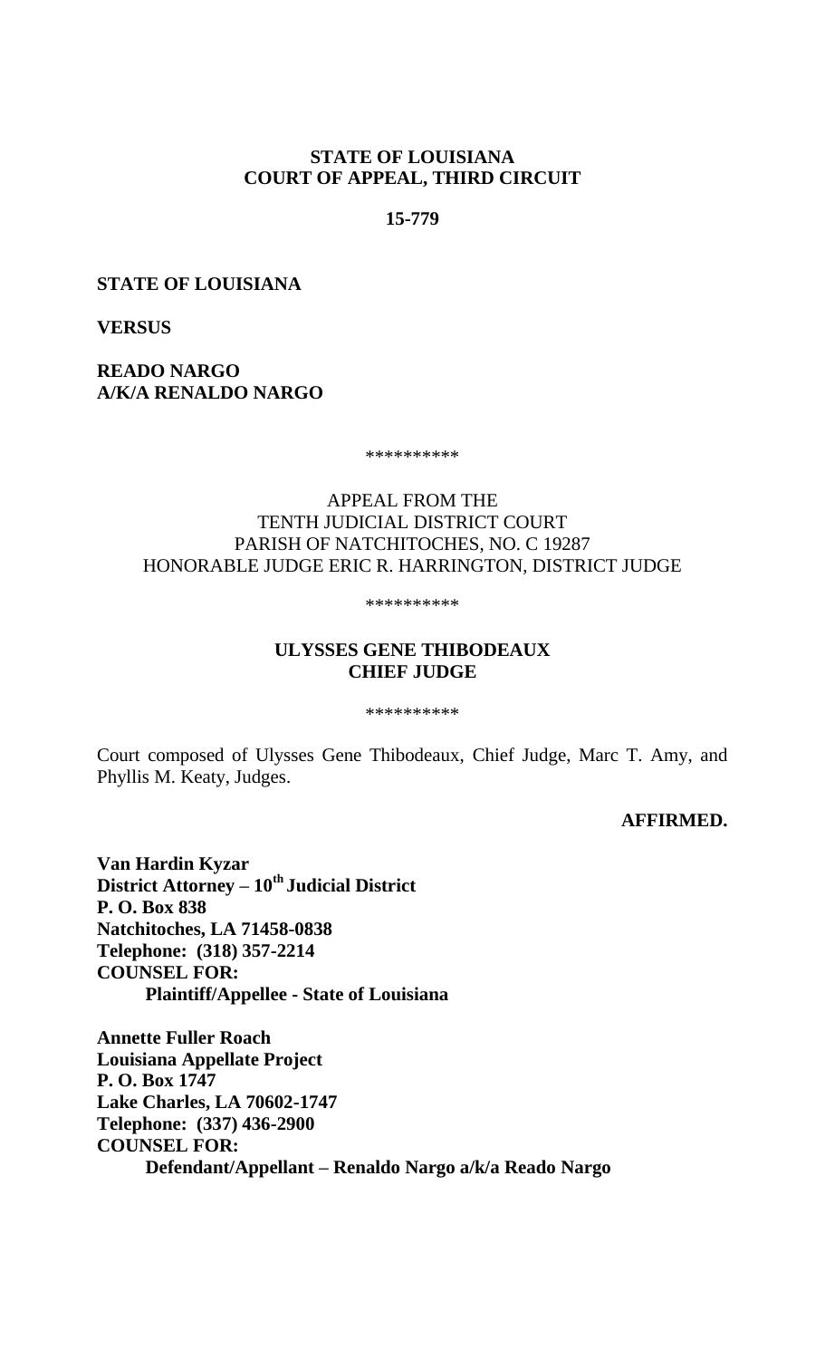**STATE OF LOUISIANA**
**COURT OF APPEAL, THIRD CIRCUIT**

**15-779**

**STATE OF LOUISIANA**

**VERSUS**

**READO NARGO**
**A/K/A RENALDO NARGO**

**********

APPEAL FROM THE
TENTH JUDICIAL DISTRICT COURT
PARISH OF NATCHITOCHES, NO. C 19287
HONORABLE JUDGE ERIC R. HARRINGTON, DISTRICT JUDGE

**********

**ULYSSES GENE THIBODEAUX**
**CHIEF JUDGE**

**********

Court composed of Ulysses Gene Thibodeaux, Chief Judge, Marc T. Amy, and Phyllis M. Keaty, Judges.

**AFFIRMED.**

**Van Hardin Kyzar**
**District Attorney – 10th Judicial District**
**P. O. Box 838**
**Natchitoches, LA 71458-0838**
**Telephone: (318) 357-2214**
**COUNSEL FOR:**
**Plaintiff/Appellee - State of Louisiana**

**Annette Fuller Roach**
**Louisiana Appellate Project**
**P. O. Box 1747**
**Lake Charles, LA 70602-1747**
**Telephone: (337) 436-2900**
**COUNSEL FOR:**
**Defendant/Appellant – Renaldo Nargo a/k/a Reado Nargo**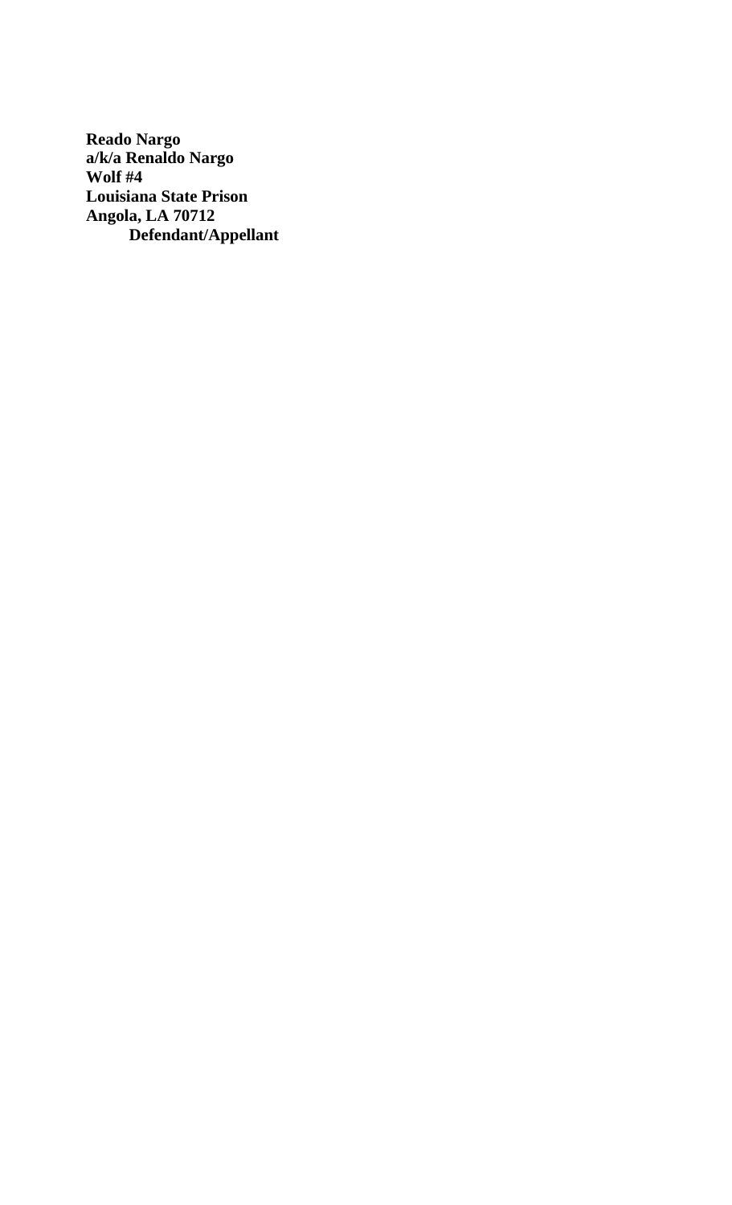**Reado Nargo**
**a/k/a Renaldo Nargo**
**Wolf #4**
**Louisiana State Prison**
**Angola, LA 70712**
**Defendant/Appellant**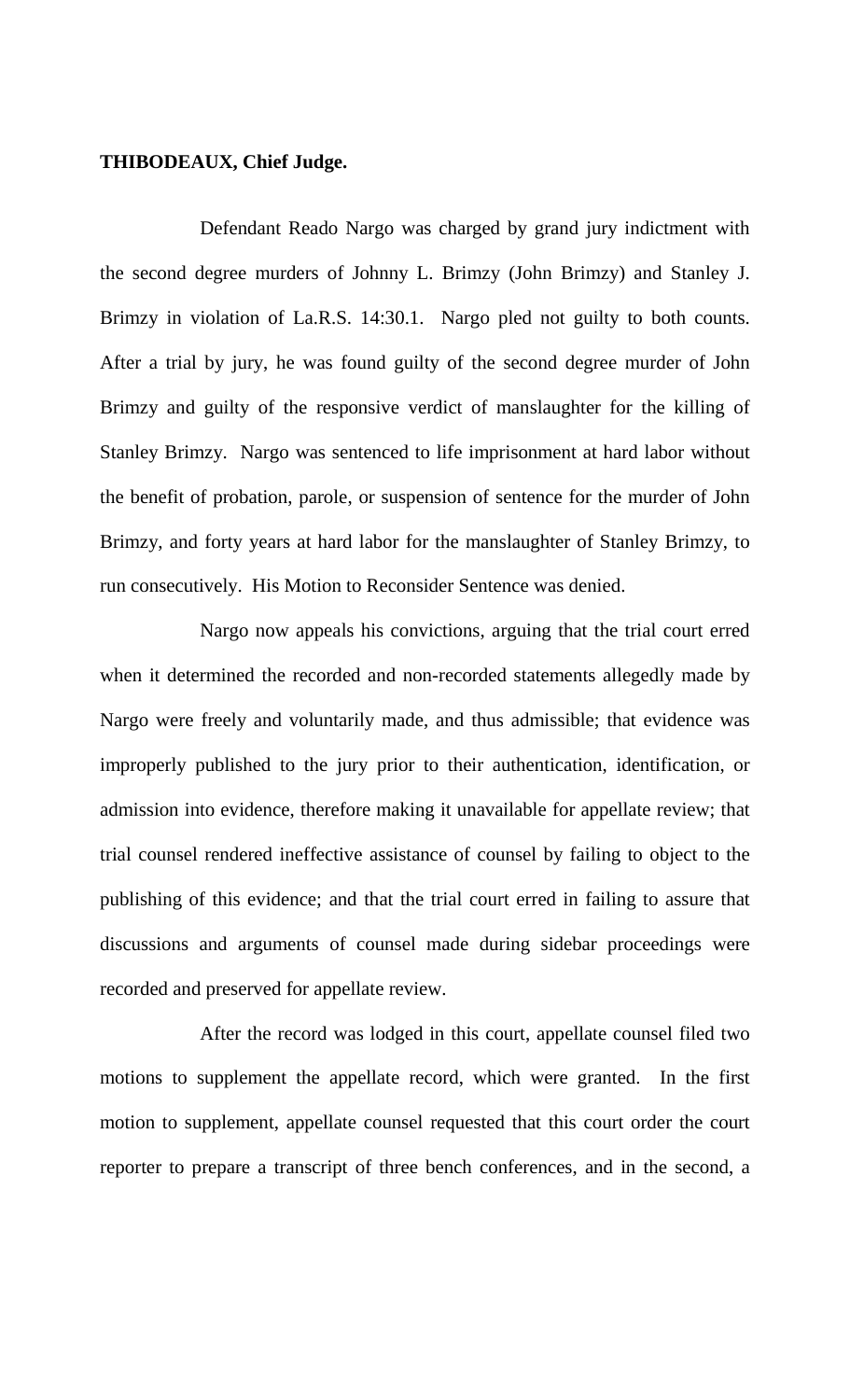**THIBODEAUX, Chief Judge.**

Defendant Reado Nargo was charged by grand jury indictment with the second degree murders of Johnny L. Brimzy (John Brimzy) and Stanley J. Brimzy in violation of La.R.S. 14:30.1. Nargo pled not guilty to both counts. After a trial by jury, he was found guilty of the second degree murder of John Brimzy and guilty of the responsive verdict of manslaughter for the killing of Stanley Brimzy. Nargo was sentenced to life imprisonment at hard labor without the benefit of probation, parole, or suspension of sentence for the murder of John Brimzy, and forty years at hard labor for the manslaughter of Stanley Brimzy, to run consecutively. His Motion to Reconsider Sentence was denied.

Nargo now appeals his convictions, arguing that the trial court erred when it determined the recorded and non-recorded statements allegedly made by Nargo were freely and voluntarily made, and thus admissible; that evidence was improperly published to the jury prior to their authentication, identification, or admission into evidence, therefore making it unavailable for appellate review; that trial counsel rendered ineffective assistance of counsel by failing to object to the publishing of this evidence; and that the trial court erred in failing to assure that discussions and arguments of counsel made during sidebar proceedings were recorded and preserved for appellate review.

After the record was lodged in this court, appellate counsel filed two motions to supplement the appellate record, which were granted. In the first motion to supplement, appellate counsel requested that this court order the court reporter to prepare a transcript of three bench conferences, and in the second, a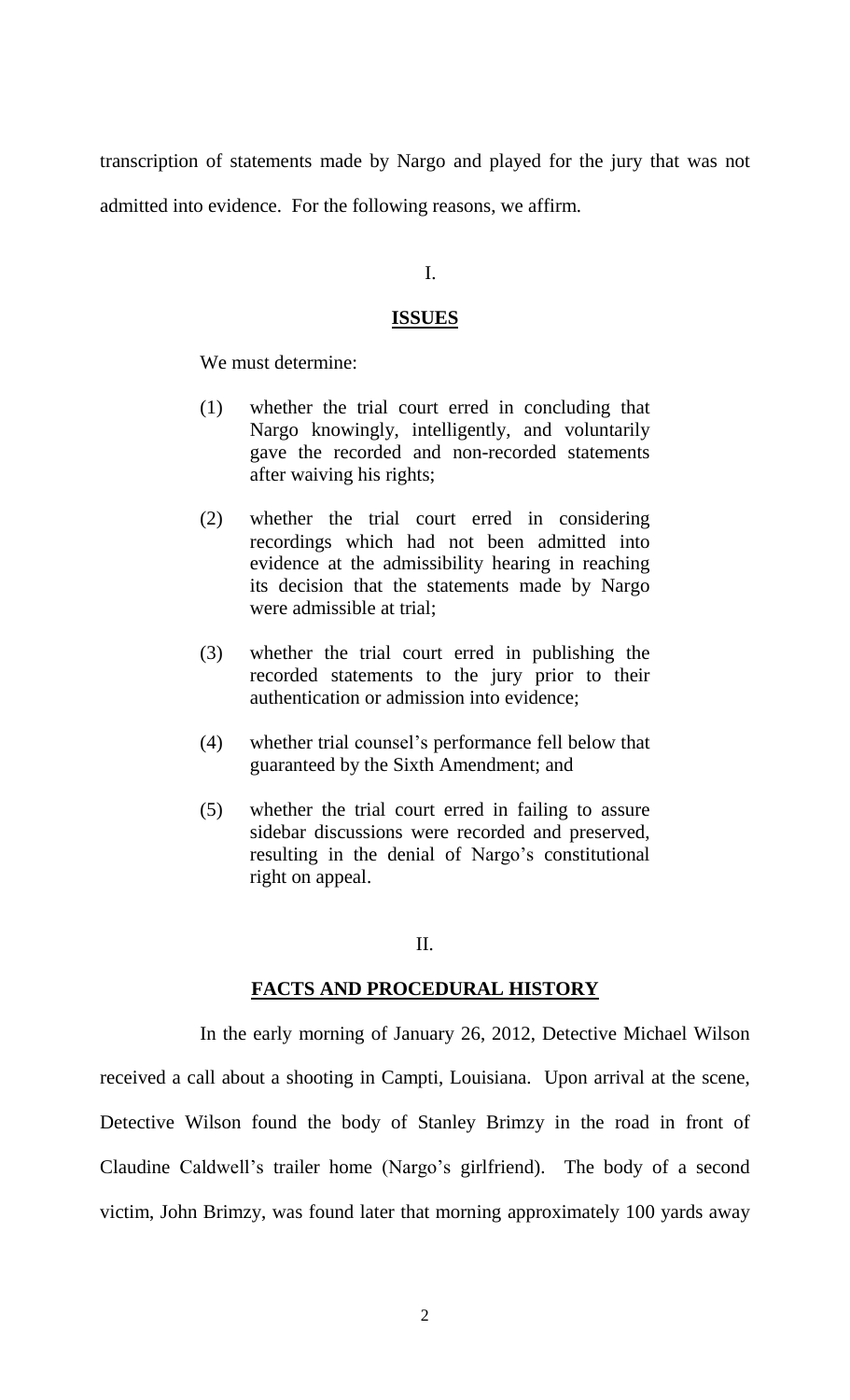transcription of statements made by Nargo and played for the jury that was not admitted into evidence. For the following reasons, we affirm.

I.

**ISSUES**

We must determine:

(1) whether the trial court erred in concluding that Nargo knowingly, intelligently, and voluntarily gave the recorded and non-recorded statements after waiving his rights;

(2) whether the trial court erred in considering recordings which had not been admitted into evidence at the admissibility hearing in reaching its decision that the statements made by Nargo were admissible at trial;

(3) whether the trial court erred in publishing the recorded statements to the jury prior to their authentication or admission into evidence;

(4) whether trial counsel's performance fell below that guaranteed by the Sixth Amendment; and

(5) whether the trial court erred in failing to assure sidebar discussions were recorded and preserved, resulting in the denial of Nargo's constitutional right on appeal.

II.

**FACTS AND PROCEDURAL HISTORY**

In the early morning of January 26, 2012, Detective Michael Wilson received a call about a shooting in Campti, Louisiana. Upon arrival at the scene, Detective Wilson found the body of Stanley Brimzy in the road in front of Claudine Caldwell's trailer home (Nargo's girlfriend). The body of a second victim, John Brimzy, was found later that morning approximately 100 yards away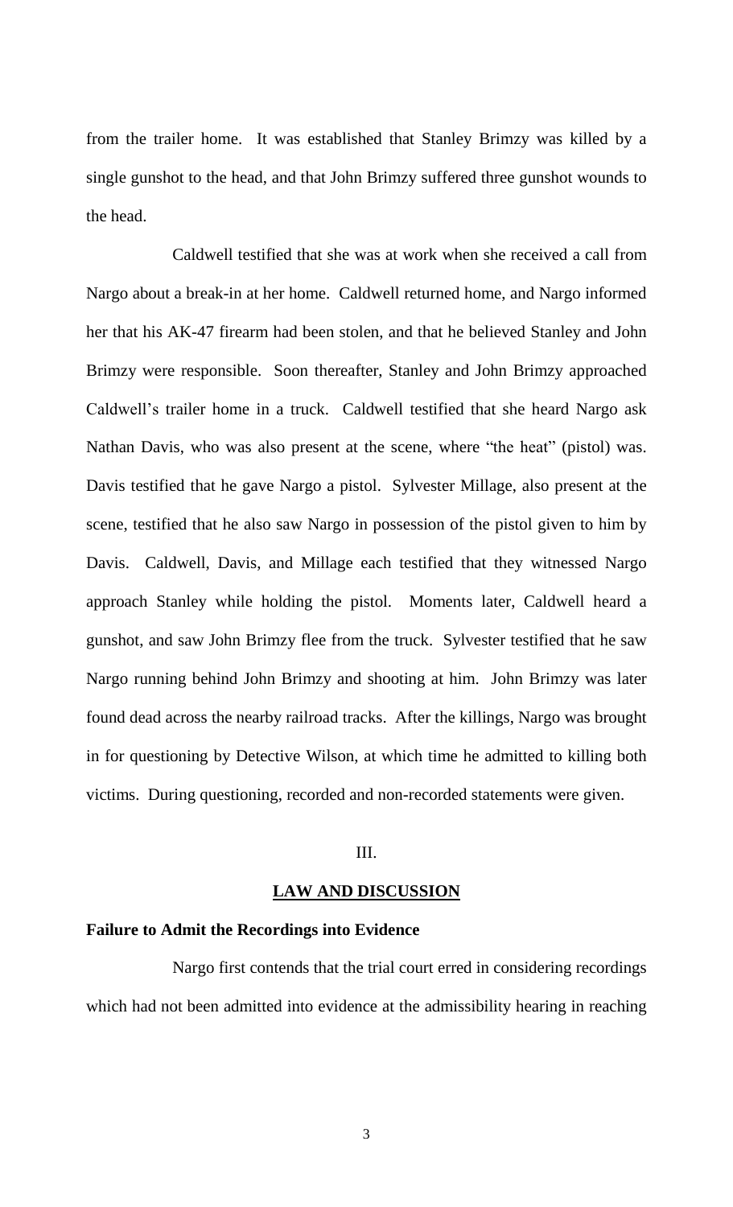from the trailer home. It was established that Stanley Brimzy was killed by a single gunshot to the head, and that John Brimzy suffered three gunshot wounds to the head.

Caldwell testified that she was at work when she received a call from Nargo about a break-in at her home. Caldwell returned home, and Nargo informed her that his AK-47 firearm had been stolen, and that he believed Stanley and John Brimzy were responsible. Soon thereafter, Stanley and John Brimzy approached Caldwell's trailer home in a truck. Caldwell testified that she heard Nargo ask Nathan Davis, who was also present at the scene, where "the heat" (pistol) was. Davis testified that he gave Nargo a pistol. Sylvester Millage, also present at the scene, testified that he also saw Nargo in possession of the pistol given to him by Davis. Caldwell, Davis, and Millage each testified that they witnessed Nargo approach Stanley while holding the pistol. Moments later, Caldwell heard a gunshot, and saw John Brimzy flee from the truck. Sylvester testified that he saw Nargo running behind John Brimzy and shooting at him. John Brimzy was later found dead across the nearby railroad tracks. After the killings, Nargo was brought in for questioning by Detective Wilson, at which time he admitted to killing both victims. During questioning, recorded and non-recorded statements were given.

III.

**LAW AND DISCUSSION**

**Failure to Admit the Recordings into Evidence**

Nargo first contends that the trial court erred in considering recordings which had not been admitted into evidence at the admissibility hearing in reaching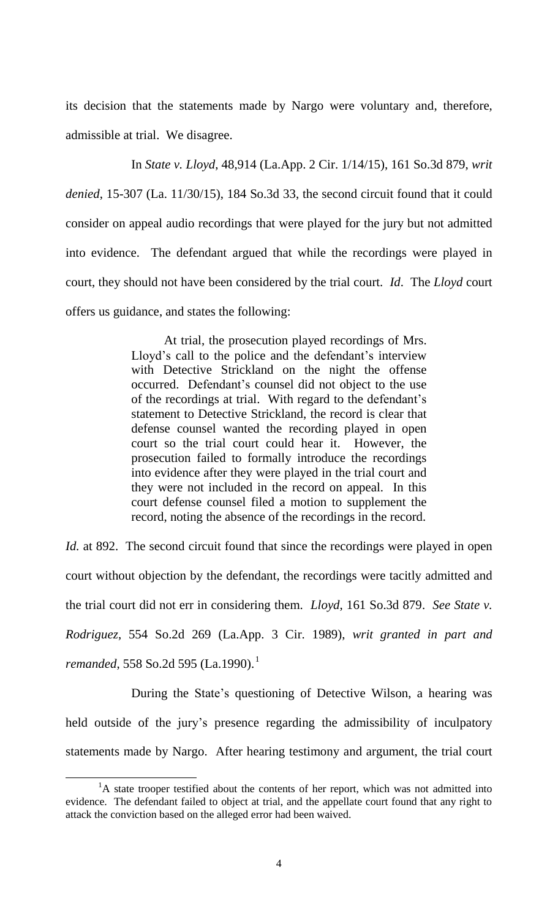its decision that the statements made by Nargo were voluntary and, therefore, admissible at trial. We disagree.

In *State v. Lloyd*, 48,914 (La.App. 2 Cir. 1/14/15), 161 So.3d 879, *writ denied*, 15-307 (La. 11/30/15), 184 So.3d 33, the second circuit found that it could consider on appeal audio recordings that were played for the jury but not admitted into evidence. The defendant argued that while the recordings were played in court, they should not have been considered by the trial court. *Id*. The *Lloyd* court offers us guidance, and states the following:

> At trial, the prosecution played recordings of Mrs. Lloyd's call to the police and the defendant's interview with Detective Strickland on the night the offense occurred. Defendant's counsel did not object to the use of the recordings at trial. With regard to the defendant's statement to Detective Strickland, the record is clear that defense counsel wanted the recording played in open court so the trial court could hear it. However, the prosecution failed to formally introduce the recordings into evidence after they were played in the trial court and they were not included in the record on appeal. In this court defense counsel filed a motion to supplement the record, noting the absence of the recordings in the record.

*Id.* at 892. The second circuit found that since the recordings were played in open court without objection by the defendant, the recordings were tacitly admitted and the trial court did not err in considering them. *Lloyd*, 161 So.3d 879. *See State v. Rodriguez*, 554 So.2d 269 (La.App. 3 Cir. 1989), *writ granted in part and remanded*, 558 So.2d 595 (La.1990).[1]

During the State's questioning of Detective Wilson, a hearing was held outside of the jury's presence regarding the admissibility of inculpatory statements made by Nargo. After hearing testimony and argument, the trial court

[1] A state trooper testified about the contents of her report, which was not admitted into evidence. The defendant failed to object at trial, and the appellate court found that any right to attack the conviction based on the alleged error had been waived.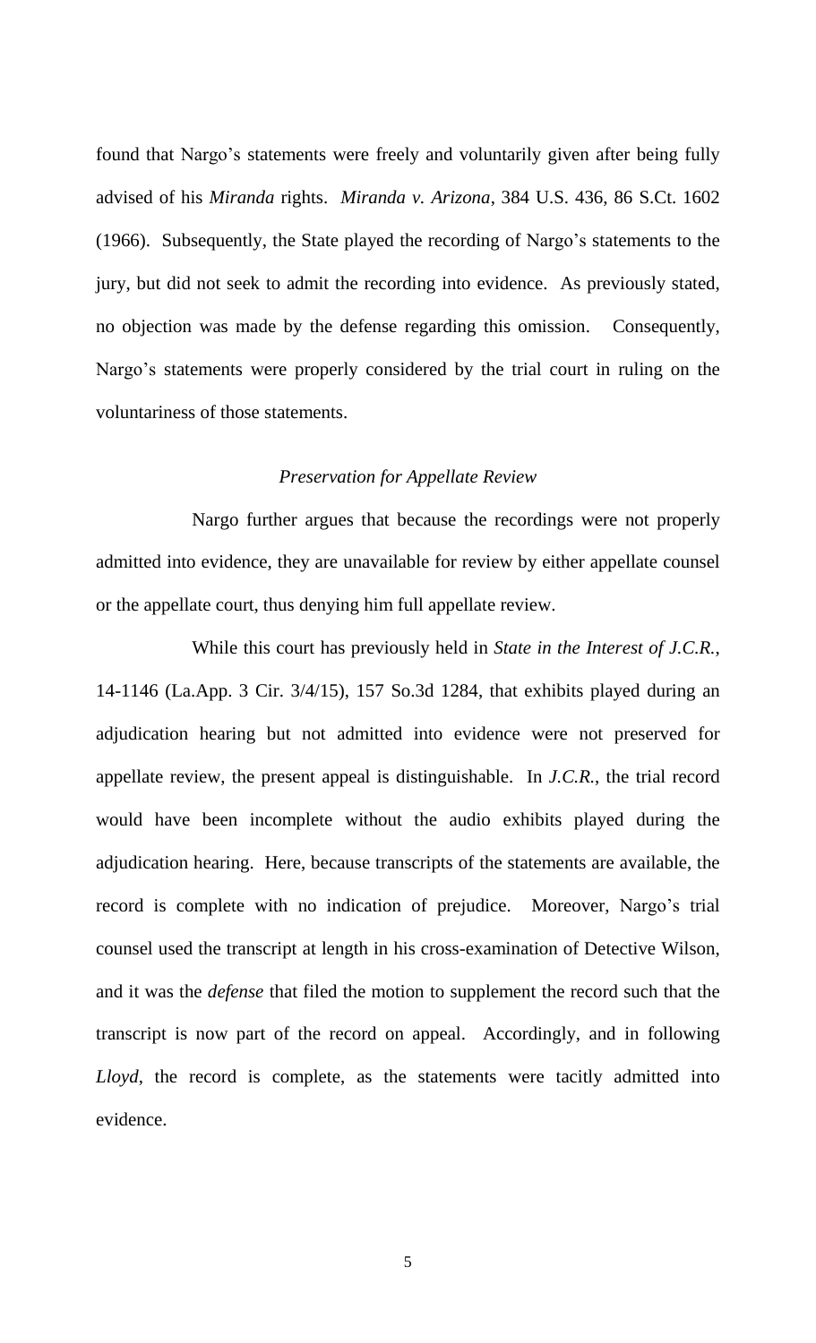found that Nargo's statements were freely and voluntarily given after being fully advised of his *Miranda* rights. *Miranda v. Arizona*, 384 U.S. 436, 86 S.Ct. 1602 (1966). Subsequently, the State played the recording of Nargo's statements to the jury, but did not seek to admit the recording into evidence. As previously stated, no objection was made by the defense regarding this omission. Consequently, Nargo's statements were properly considered by the trial court in ruling on the voluntariness of those statements.

### *Preservation for Appellate Review*

Nargo further argues that because the recordings were not properly admitted into evidence, they are unavailable for review by either appellate counsel or the appellate court, thus denying him full appellate review.

While this court has previously held in *State in the Interest of J.C.R.*, 14-1146 (La.App. 3 Cir. 3/4/15), 157 So.3d 1284, that exhibits played during an adjudication hearing but not admitted into evidence were not preserved for appellate review, the present appeal is distinguishable. In *J.C.R.*, the trial record would have been incomplete without the audio exhibits played during the adjudication hearing. Here, because transcripts of the statements are available, the record is complete with no indication of prejudice. Moreover, Nargo's trial counsel used the transcript at length in his cross-examination of Detective Wilson, and it was the *defense* that filed the motion to supplement the record such that the transcript is now part of the record on appeal. Accordingly, and in following *Lloyd*, the record is complete, as the statements were tacitly admitted into evidence.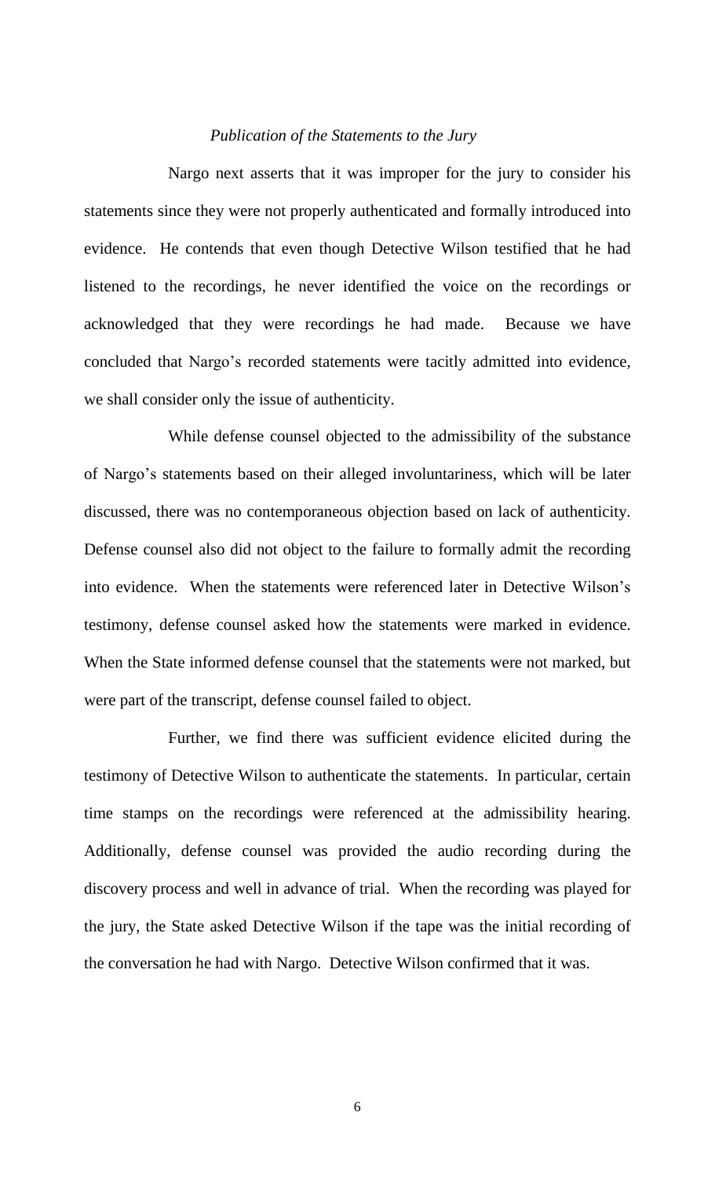*Publication of the Statements to the Jury*

Nargo next asserts that it was improper for the jury to consider his statements since they were not properly authenticated and formally introduced into evidence. He contends that even though Detective Wilson testified that he had listened to the recordings, he never identified the voice on the recordings or acknowledged that they were recordings he had made. Because we have concluded that Nargo's recorded statements were tacitly admitted into evidence, we shall consider only the issue of authenticity.

While defense counsel objected to the admissibility of the substance of Nargo's statements based on their alleged involuntariness, which will be later discussed, there was no contemporaneous objection based on lack of authenticity. Defense counsel also did not object to the failure to formally admit the recording into evidence. When the statements were referenced later in Detective Wilson's testimony, defense counsel asked how the statements were marked in evidence. When the State informed defense counsel that the statements were not marked, but were part of the transcript, defense counsel failed to object.

Further, we find there was sufficient evidence elicited during the testimony of Detective Wilson to authenticate the statements. In particular, certain time stamps on the recordings were referenced at the admissibility hearing. Additionally, defense counsel was provided the audio recording during the discovery process and well in advance of trial. When the recording was played for the jury, the State asked Detective Wilson if the tape was the initial recording of the conversation he had with Nargo. Detective Wilson confirmed that it was.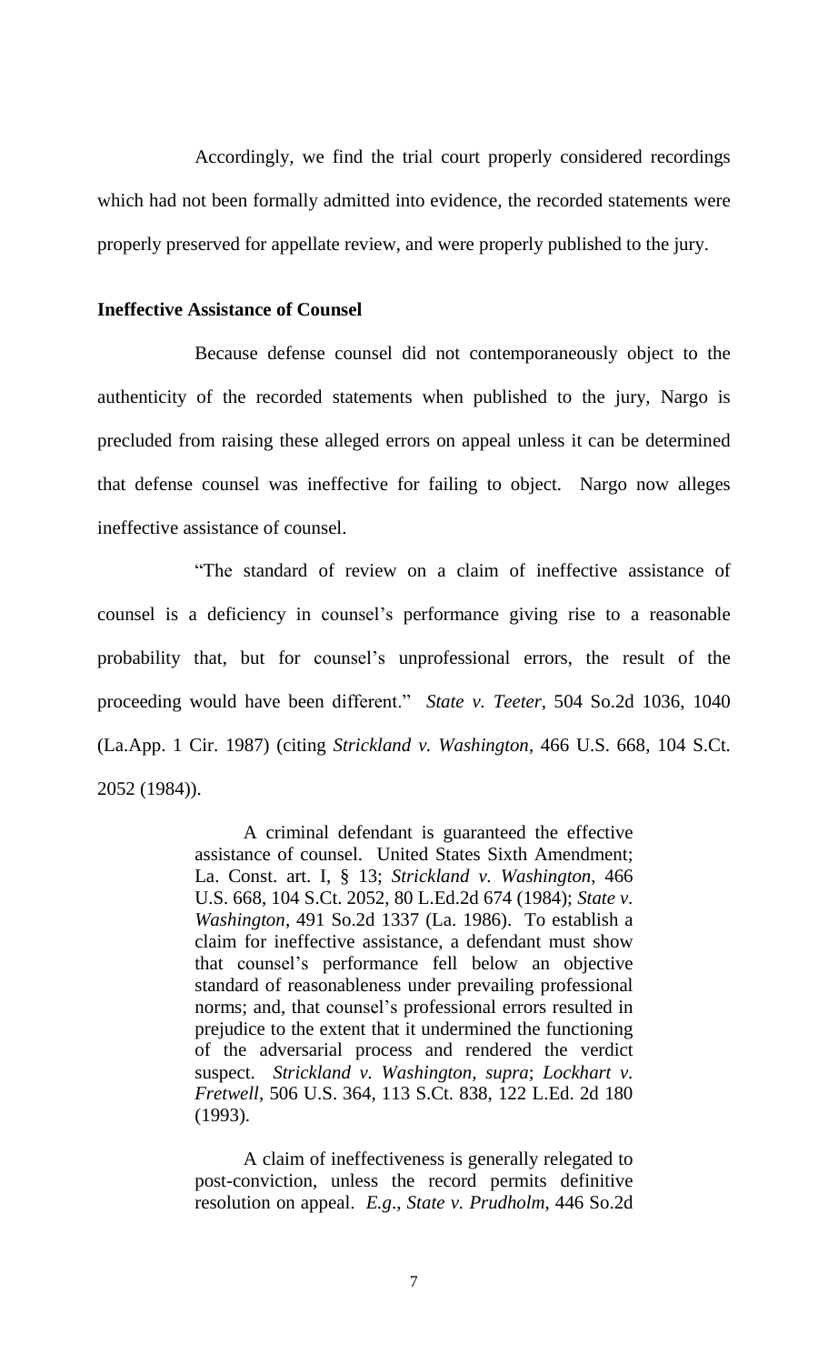Accordingly, we find the trial court properly considered recordings which had not been formally admitted into evidence, the recorded statements were properly preserved for appellate review, and were properly published to the jury.

**Ineffective Assistance of Counsel**

Because defense counsel did not contemporaneously object to the authenticity of the recorded statements when published to the jury, Nargo is precluded from raising these alleged errors on appeal unless it can be determined that defense counsel was ineffective for failing to object. Nargo now alleges ineffective assistance of counsel.

"The standard of review on a claim of ineffective assistance of counsel is a deficiency in counsel's performance giving rise to a reasonable probability that, but for counsel's unprofessional errors, the result of the proceeding would have been different." *State v. Teeter*, 504 So.2d 1036, 1040 (La.App. 1 Cir. 1987) (citing *Strickland v. Washington*, 466 U.S. 668, 104 S.Ct. 2052 (1984)).

> A criminal defendant is guaranteed the effective assistance of counsel. United States Sixth Amendment; La. Const. art. I, § 13; *Strickland v. Washington*, 466 U.S. 668, 104 S.Ct. 2052, 80 L.Ed.2d 674 (1984); *State v. Washington*, 491 So.2d 1337 (La. 1986). To establish a claim for ineffective assistance, a defendant must show that counsel's performance fell below an objective standard of reasonableness under prevailing professional norms; and, that counsel's professional errors resulted in prejudice to the extent that it undermined the functioning of the adversarial process and rendered the verdict suspect. *Strickland v. Washington, supra*; *Lockhart v. Fretwell*, 506 U.S. 364, 113 S.Ct. 838, 122 L.Ed. 2d 180 (1993).
>
> A claim of ineffectiveness is generally relegated to post-conviction, unless the record permits definitive resolution on appeal. *E.g*., *State v. Prudholm*, 446 So.2d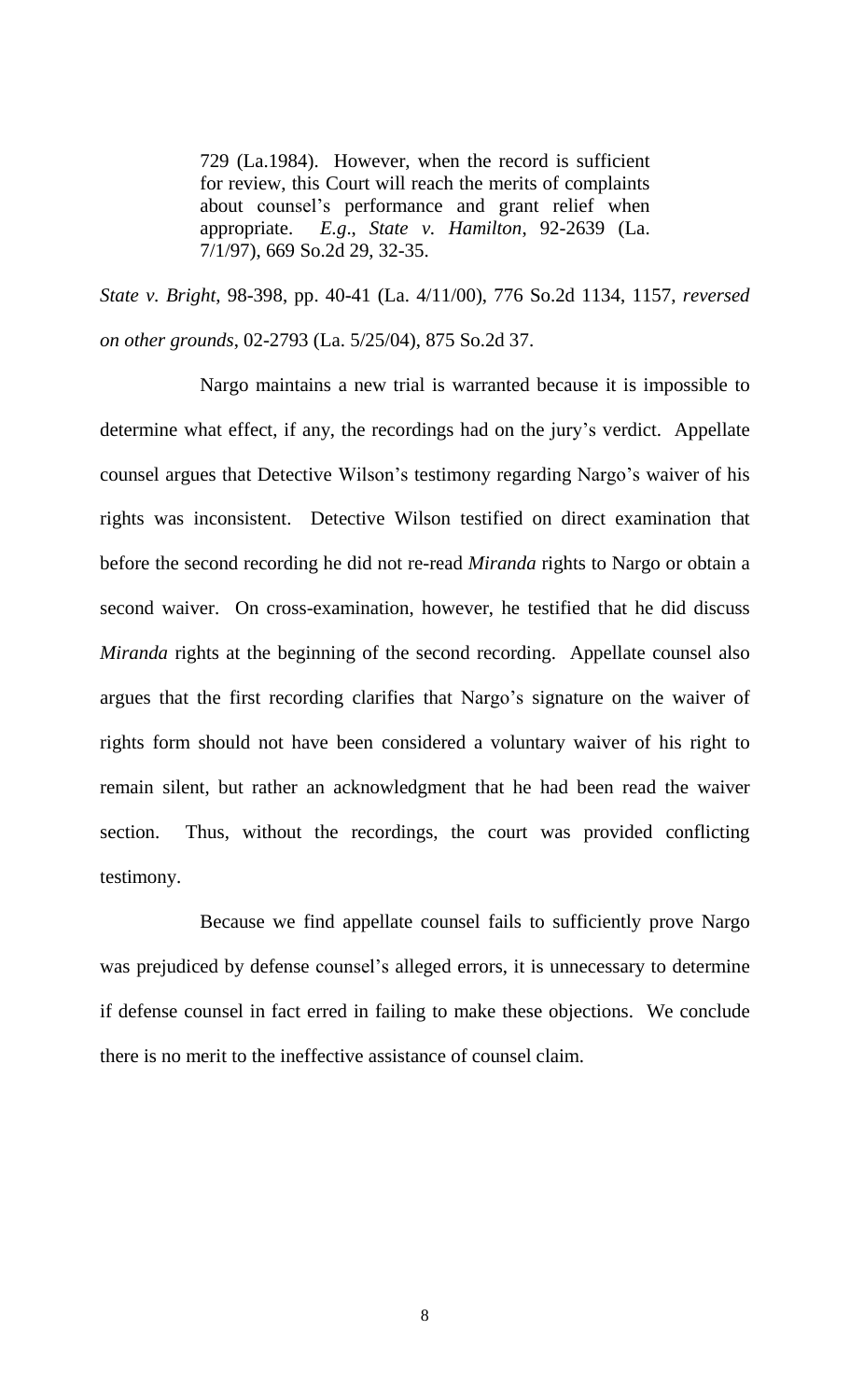> 729 (La.1984). However, when the record is sufficient for review, this Court will reach the merits of complaints about counsel's performance and grant relief when appropriate. *E.g*., *State v. Hamilton*, 92-2639 (La. 7/1/97), 669 So.2d 29, 32-35.

*State v. Bright*, 98-398, pp. 40-41 (La. 4/11/00), 776 So.2d 1134, 1157, *reversed on other grounds*, 02-2793 (La. 5/25/04), 875 So.2d 37.

Nargo maintains a new trial is warranted because it is impossible to determine what effect, if any, the recordings had on the jury's verdict. Appellate counsel argues that Detective Wilson's testimony regarding Nargo's waiver of his rights was inconsistent. Detective Wilson testified on direct examination that before the second recording he did not re-read *Miranda* rights to Nargo or obtain a second waiver. On cross-examination, however, he testified that he did discuss *Miranda* rights at the beginning of the second recording. Appellate counsel also argues that the first recording clarifies that Nargo's signature on the waiver of rights form should not have been considered a voluntary waiver of his right to remain silent, but rather an acknowledgment that he had been read the waiver section. Thus, without the recordings, the court was provided conflicting testimony.

Because we find appellate counsel fails to sufficiently prove Nargo was prejudiced by defense counsel's alleged errors, it is unnecessary to determine if defense counsel in fact erred in failing to make these objections. We conclude there is no merit to the ineffective assistance of counsel claim.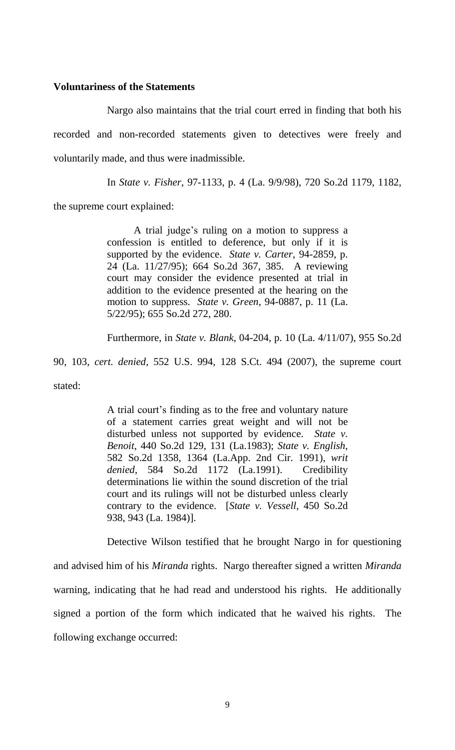**Voluntariness of the Statements**

Nargo also maintains that the trial court erred in finding that both his recorded and non-recorded statements given to detectives were freely and voluntarily made, and thus were inadmissible.

In *State v. Fisher*, 97-1133, p. 4 (La. 9/9/98), 720 So.2d 1179, 1182, the supreme court explained:

> A trial judge's ruling on a motion to suppress a confession is entitled to deference, but only if it is supported by the evidence. *State v. Carter*, 94-2859, p. 24 (La. 11/27/95); 664 So.2d 367, 385. A reviewing court may consider the evidence presented at trial in addition to the evidence presented at the hearing on the motion to suppress. *State v. Green*, 94-0887, p. 11 (La. 5/22/95); 655 So.2d 272, 280.

Furthermore, in *State v. Blank*, 04-204, p. 10 (La. 4/11/07), 955 So.2d 90, 103, *cert. denied*, 552 U.S. 994, 128 S.Ct. 494 (2007), the supreme court stated:

> A trial court's finding as to the free and voluntary nature of a statement carries great weight and will not be disturbed unless not supported by evidence. *State v. Benoit*, 440 So.2d 129, 131 (La.1983); *State v. English*, 582 So.2d 1358, 1364 (La.App. 2nd Cir. 1991), *writ denied*, 584 So.2d 1172 (La.1991). Credibility determinations lie within the sound discretion of the trial court and its rulings will not be disturbed unless clearly contrary to the evidence. [*State v. Vessell*, 450 So.2d 938, 943 (La. 1984)].

Detective Wilson testified that he brought Nargo in for questioning and advised him of his *Miranda* rights. Nargo thereafter signed a written *Miranda* warning, indicating that he had read and understood his rights. He additionally signed a portion of the form which indicated that he waived his rights. The following exchange occurred: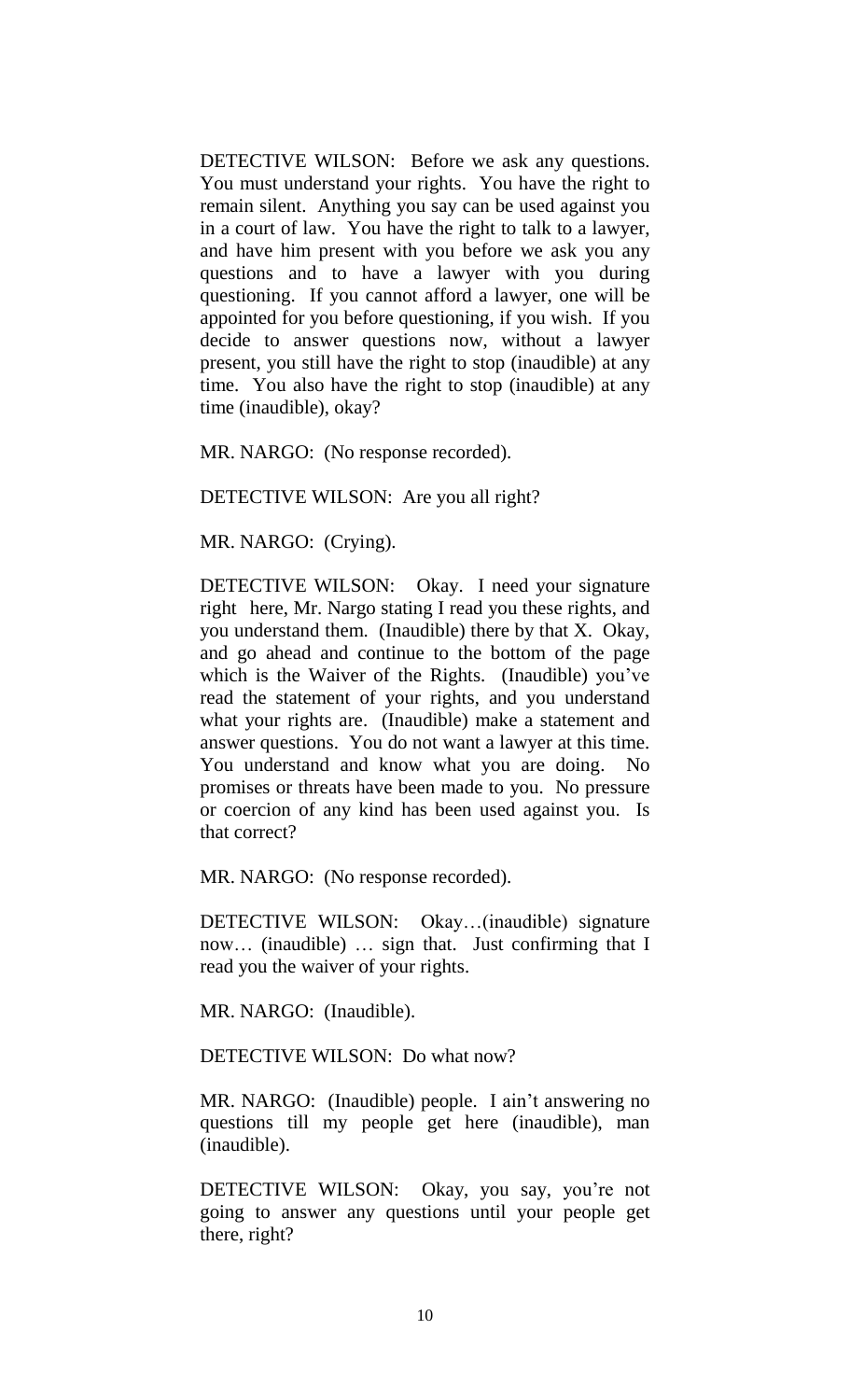DETECTIVE WILSON: Before we ask any questions. You must understand your rights. You have the right to remain silent. Anything you say can be used against you in a court of law. You have the right to talk to a lawyer, and have him present with you before we ask you any questions and to have a lawyer with you during questioning. If you cannot afford a lawyer, one will be appointed for you before questioning, if you wish. If you decide to answer questions now, without a lawyer present, you still have the right to stop (inaudible) at any time. You also have the right to stop (inaudible) at any time (inaudible), okay?

MR. NARGO: (No response recorded).

DETECTIVE WILSON: Are you all right?

MR. NARGO: (Crying).

DETECTIVE WILSON: Okay. I need your signature right here, Mr. Nargo stating I read you these rights, and you understand them. (Inaudible) there by that X. Okay, and go ahead and continue to the bottom of the page which is the Waiver of the Rights. (Inaudible) you've read the statement of your rights, and you understand what your rights are. (Inaudible) make a statement and answer questions. You do not want a lawyer at this time. You understand and know what you are doing. No promises or threats have been made to you. No pressure or coercion of any kind has been used against you. Is that correct?

MR. NARGO: (No response recorded).

DETECTIVE WILSON: Okay…(inaudible) signature now… (inaudible) … sign that. Just confirming that I read you the waiver of your rights.

MR. NARGO: (Inaudible).

DETECTIVE WILSON: Do what now?

MR. NARGO: (Inaudible) people. I ain't answering no questions till my people get here (inaudible), man (inaudible).

DETECTIVE WILSON: Okay, you say, you're not going to answer any questions until your people get there, right?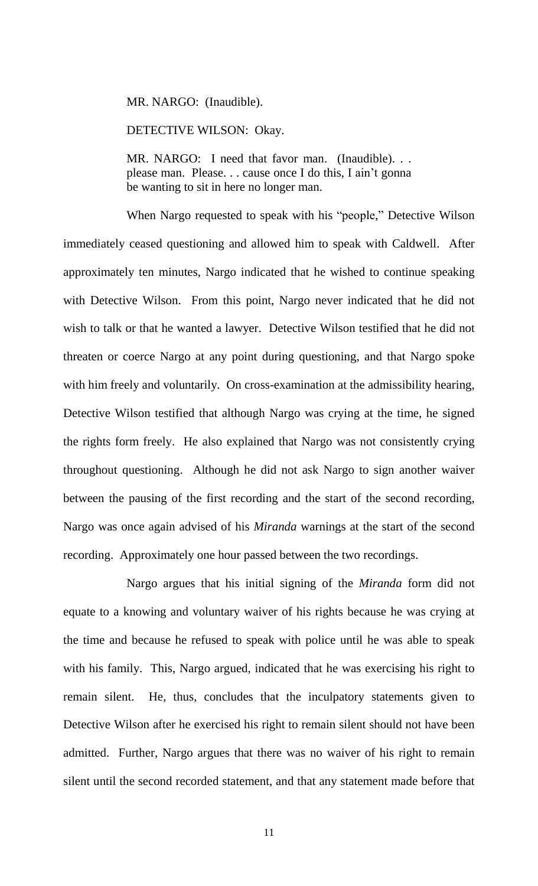> MR. NARGO: (Inaudible).
>
> DETECTIVE WILSON: Okay.
>
> MR. NARGO: I need that favor man. (Inaudible). . . please man. Please. . . cause once I do this, I ain't gonna be wanting to sit in here no longer man.

When Nargo requested to speak with his "people," Detective Wilson immediately ceased questioning and allowed him to speak with Caldwell. After approximately ten minutes, Nargo indicated that he wished to continue speaking with Detective Wilson. From this point, Nargo never indicated that he did not wish to talk or that he wanted a lawyer. Detective Wilson testified that he did not threaten or coerce Nargo at any point during questioning, and that Nargo spoke with him freely and voluntarily. On cross-examination at the admissibility hearing, Detective Wilson testified that although Nargo was crying at the time, he signed the rights form freely. He also explained that Nargo was not consistently crying throughout questioning. Although he did not ask Nargo to sign another waiver between the pausing of the first recording and the start of the second recording, Nargo was once again advised of his *Miranda* warnings at the start of the second recording. Approximately one hour passed between the two recordings.

Nargo argues that his initial signing of the *Miranda* form did not equate to a knowing and voluntary waiver of his rights because he was crying at the time and because he refused to speak with police until he was able to speak with his family. This, Nargo argued, indicated that he was exercising his right to remain silent. He, thus, concludes that the inculpatory statements given to Detective Wilson after he exercised his right to remain silent should not have been admitted. Further, Nargo argues that there was no waiver of his right to remain silent until the second recorded statement, and that any statement made before that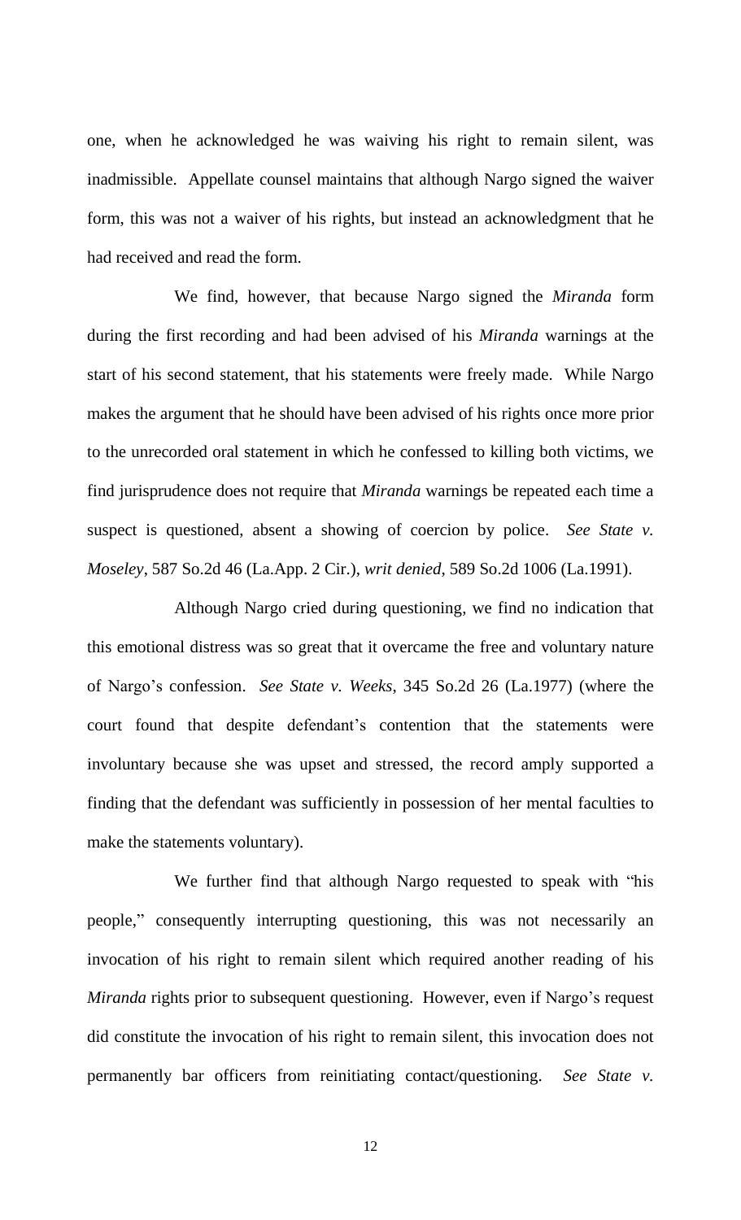one, when he acknowledged he was waiving his right to remain silent, was inadmissible. Appellate counsel maintains that although Nargo signed the waiver form, this was not a waiver of his rights, but instead an acknowledgment that he had received and read the form.

We find, however, that because Nargo signed the *Miranda* form during the first recording and had been advised of his *Miranda* warnings at the start of his second statement, that his statements were freely made. While Nargo makes the argument that he should have been advised of his rights once more prior to the unrecorded oral statement in which he confessed to killing both victims, we find jurisprudence does not require that *Miranda* warnings be repeated each time a suspect is questioned, absent a showing of coercion by police. *See State v. Moseley*, 587 So.2d 46 (La.App. 2 Cir.), *writ denied*, 589 So.2d 1006 (La.1991).

Although Nargo cried during questioning, we find no indication that this emotional distress was so great that it overcame the free and voluntary nature of Nargo's confession. *See State v. Weeks*, 345 So.2d 26 (La.1977) (where the court found that despite defendant's contention that the statements were involuntary because she was upset and stressed, the record amply supported a finding that the defendant was sufficiently in possession of her mental faculties to make the statements voluntary).

We further find that although Nargo requested to speak with "his people," consequently interrupting questioning, this was not necessarily an invocation of his right to remain silent which required another reading of his *Miranda* rights prior to subsequent questioning. However, even if Nargo's request did constitute the invocation of his right to remain silent, this invocation does not permanently bar officers from reinitiating contact/questioning. *See State v.*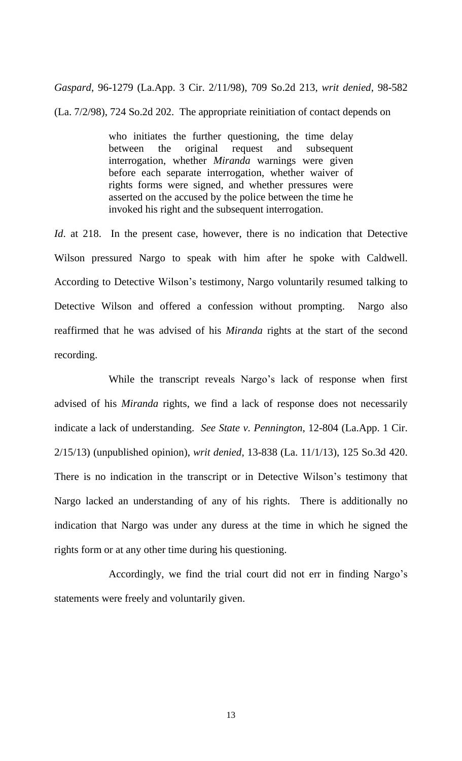*Gaspard*, 96-1279 (La.App. 3 Cir. 2/11/98), 709 So.2d 213, *writ denied*, 98-582 (La. 7/2/98), 724 So.2d 202. The appropriate reinitiation of contact depends on

> who initiates the further questioning, the time delay between the original request and subsequent interrogation, whether *Miranda* warnings were given before each separate interrogation, whether waiver of rights forms were signed, and whether pressures were asserted on the accused by the police between the time he invoked his right and the subsequent interrogation.

*Id*. at 218. In the present case, however, there is no indication that Detective Wilson pressured Nargo to speak with him after he spoke with Caldwell. According to Detective Wilson's testimony, Nargo voluntarily resumed talking to Detective Wilson and offered a confession without prompting. Nargo also reaffirmed that he was advised of his *Miranda* rights at the start of the second recording.

While the transcript reveals Nargo's lack of response when first advised of his *Miranda* rights, we find a lack of response does not necessarily indicate a lack of understanding. *See State v. Pennington*, 12-804 (La.App. 1 Cir. 2/15/13) (unpublished opinion), *writ denied*, 13-838 (La. 11/1/13), 125 So.3d 420. There is no indication in the transcript or in Detective Wilson's testimony that Nargo lacked an understanding of any of his rights. There is additionally no indication that Nargo was under any duress at the time in which he signed the rights form or at any other time during his questioning.

Accordingly, we find the trial court did not err in finding Nargo's statements were freely and voluntarily given.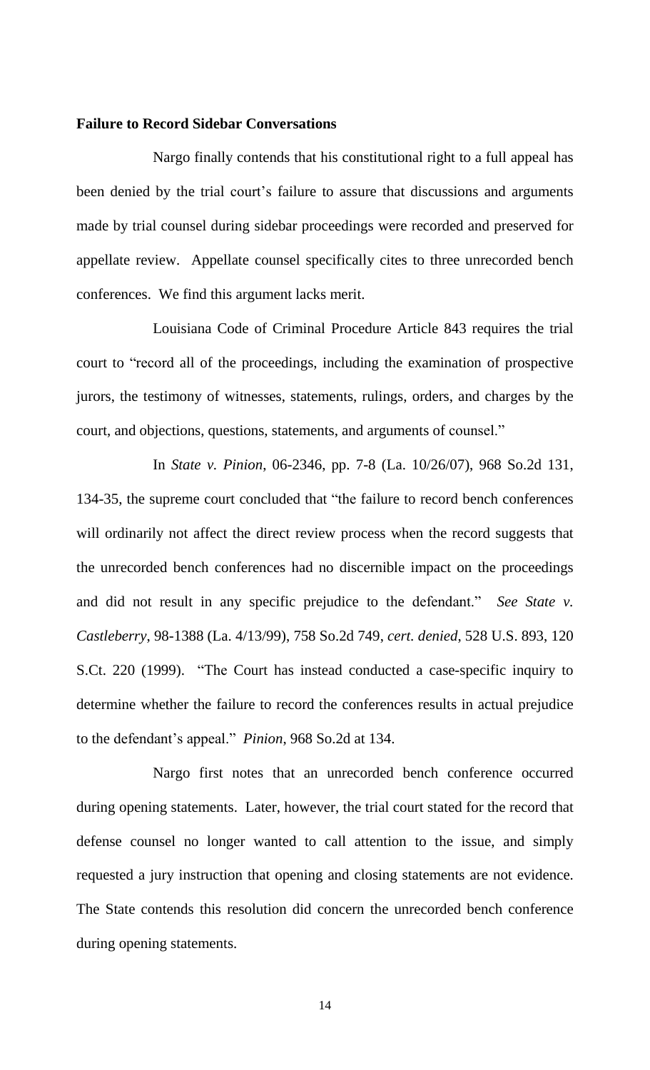**Failure to Record Sidebar Conversations**

Nargo finally contends that his constitutional right to a full appeal has been denied by the trial court's failure to assure that discussions and arguments made by trial counsel during sidebar proceedings were recorded and preserved for appellate review. Appellate counsel specifically cites to three unrecorded bench conferences. We find this argument lacks merit.

Louisiana Code of Criminal Procedure Article 843 requires the trial court to "record all of the proceedings, including the examination of prospective jurors, the testimony of witnesses, statements, rulings, orders, and charges by the court, and objections, questions, statements, and arguments of counsel."

In *State v. Pinion*, 06-2346, pp. 7-8 (La. 10/26/07), 968 So.2d 131, 134-35, the supreme court concluded that "the failure to record bench conferences will ordinarily not affect the direct review process when the record suggests that the unrecorded bench conferences had no discernible impact on the proceedings and did not result in any specific prejudice to the defendant." *See State v. Castleberry*, 98-1388 (La. 4/13/99), 758 So.2d 749, *cert. denied*, 528 U.S. 893, 120 S.Ct. 220 (1999). "The Court has instead conducted a case-specific inquiry to determine whether the failure to record the conferences results in actual prejudice to the defendant's appeal." *Pinion*, 968 So.2d at 134.

Nargo first notes that an unrecorded bench conference occurred during opening statements. Later, however, the trial court stated for the record that defense counsel no longer wanted to call attention to the issue, and simply requested a jury instruction that opening and closing statements are not evidence. The State contends this resolution did concern the unrecorded bench conference during opening statements.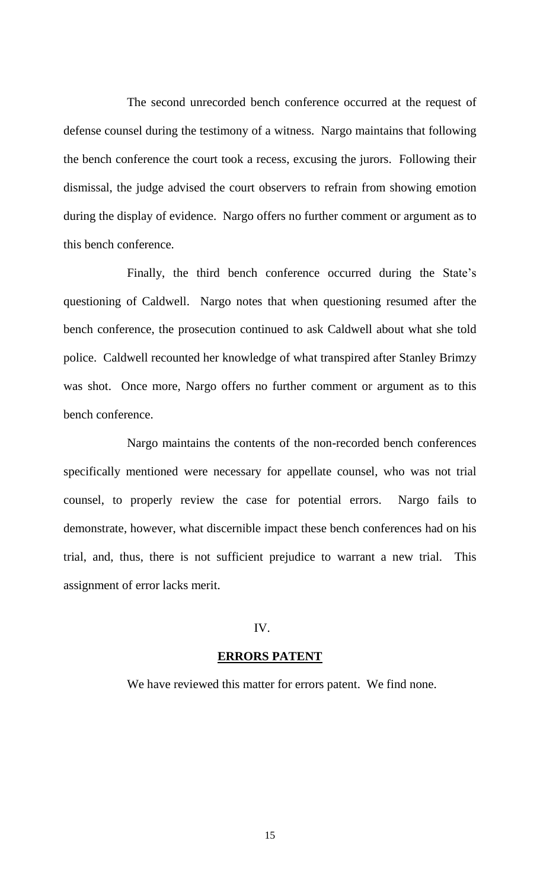The second unrecorded bench conference occurred at the request of defense counsel during the testimony of a witness. Nargo maintains that following the bench conference the court took a recess, excusing the jurors. Following their dismissal, the judge advised the court observers to refrain from showing emotion during the display of evidence. Nargo offers no further comment or argument as to this bench conference.

Finally, the third bench conference occurred during the State's questioning of Caldwell. Nargo notes that when questioning resumed after the bench conference, the prosecution continued to ask Caldwell about what she told police. Caldwell recounted her knowledge of what transpired after Stanley Brimzy was shot. Once more, Nargo offers no further comment or argument as to this bench conference.

Nargo maintains the contents of the non-recorded bench conferences specifically mentioned were necessary for appellate counsel, who was not trial counsel, to properly review the case for potential errors. Nargo fails to demonstrate, however, what discernible impact these bench conferences had on his trial, and, thus, there is not sufficient prejudice to warrant a new trial. This assignment of error lacks merit.

## IV.

## **ERRORS PATENT**

We have reviewed this matter for errors patent. We find none.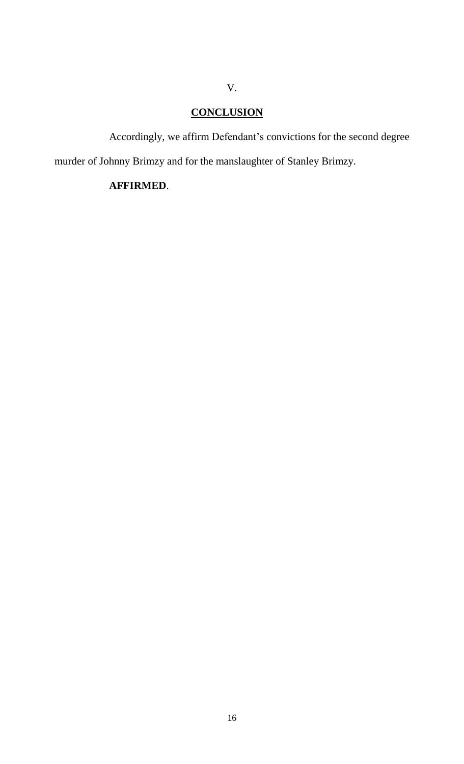V.

## CONCLUSION

Accordingly, we affirm Defendant's convictions for the second degree murder of Johnny Brimzy and for the manslaughter of Stanley Brimzy.

**AFFIRMED**.